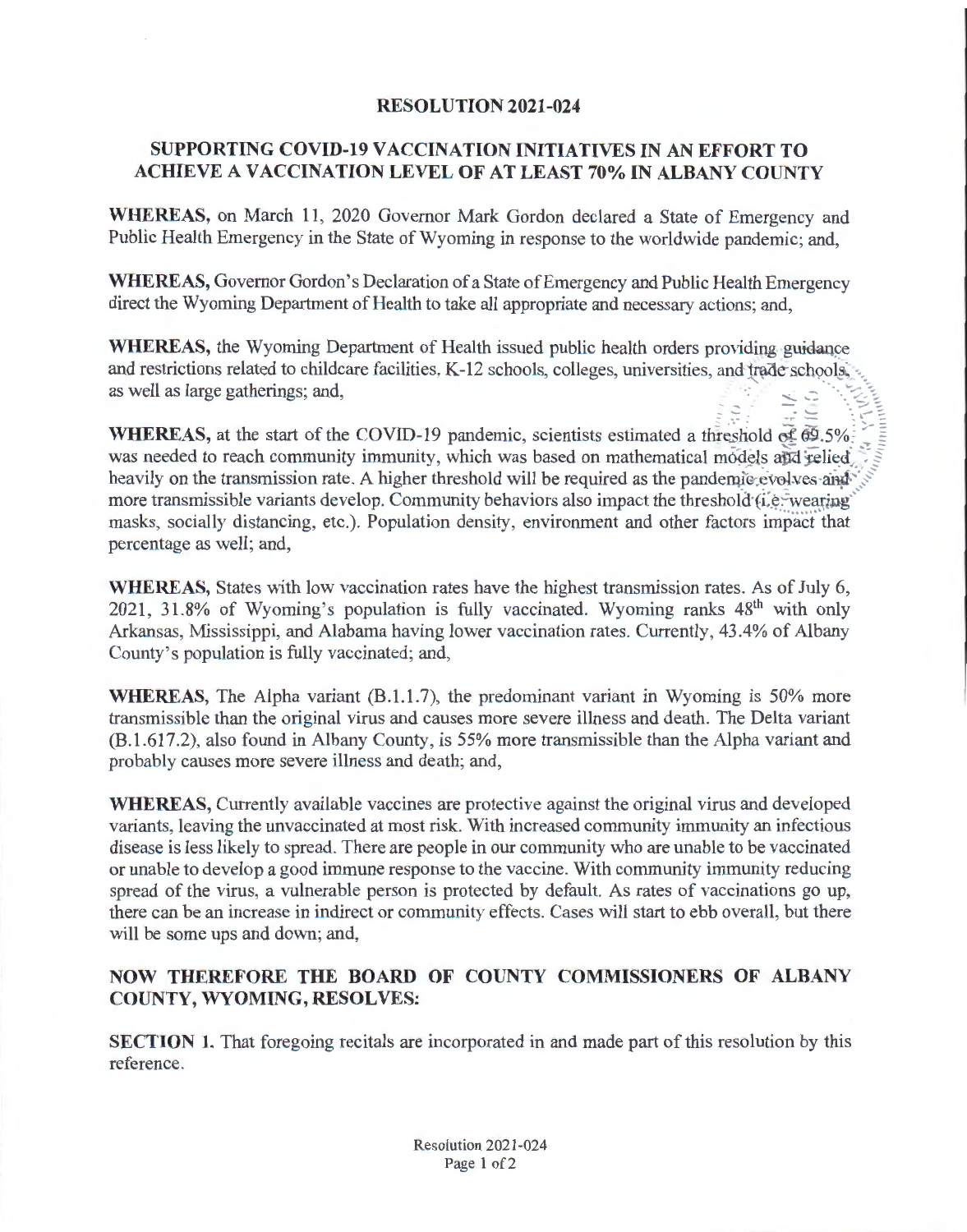# RESOLUTION 2021-024

## SUPPORTING COVID-19 VACCINATION INITIATIVES IN AN EFFORT TO ACHIEVE A VACCINATION LEVEL OF AT LEAST 70% IN ALBANY COUNTY

**WHEREAS,** on March 11, 2020 Governor Mark Gordon declared a State of Emergency and Public Health Emergency in the State of Wyoming in response to the worldwide pandemic; and,

**WHEREAS,** Governor Gordon's Declaration of a State of Emergency and Public Health Emergency direct the Wyoming Department of Health to take all appropriate and necessary actions; and,

**WHEREAS,** the Wyoming Department of Health issued public health orders providing guidance and restrictions related to childcare facilities, K-12 schools, colleges, universities, and trade schools, as well as large gatherings; and,

**WHEREAS,** at the start of the COVID-19 pandemic, scientists estimated a threshold of 69.5% was needed to reach community immunity, which was based on mathematical models and relied heavily on the transmission rate. A higher threshold will be required as the pandemic evolves and more transmissible variants develop. Community behaviors also impact the threshold (i.e. wearing masks, socially distancing, etc.). Population density, environment and other factors impact that percentage as well; and,

**WHEREAS,** States with low vaccination rates have the highest transmission rates. As of July 6, 2021, 31.8% of Wyoming's population is fully vaccinated. Wyoming ranks 48th with only Arkansas, Mississippi, and Alabama having lower vaccination rates. Currently, 43.4% of Albany County's population is fully vaccinated; and,

**WHEREAS,** The Alpha variant (B.1.1.7), the predominant variant in Wyoming is 50% more transmissible than the original virus and causes more severe illness and death. The Delta variant (B.1.617.2), also found in Albany County, is 55% more transmissible than the Alpha variant and probably causes more severe illness and death; and,

**WHEREAS,** Currently available vaccines are protective against the original virus and developed variants, leaving the unvaccinated at most risk. With increased community immunity an infectious disease is less likely to spread. There are people in our community who are unable to be vaccinated or unable to develop a good immune response to the vaccine. With community immunity reducing spread of the virus, a vulnerable person is protected by default. As rates of vaccinations go up, there can be an increase in indirect or community effects. Cases will start to ebb overall, but there will be some ups and down; and,

## NOW THEREFORE THE BOARD OF COUNTY COMMISSIONERS OF ALBANY COUNTY, WYOMING, RESOLVES:

**SECTION 1.** That foregoing recitals are incorporated in and made part of this resolution by this reference.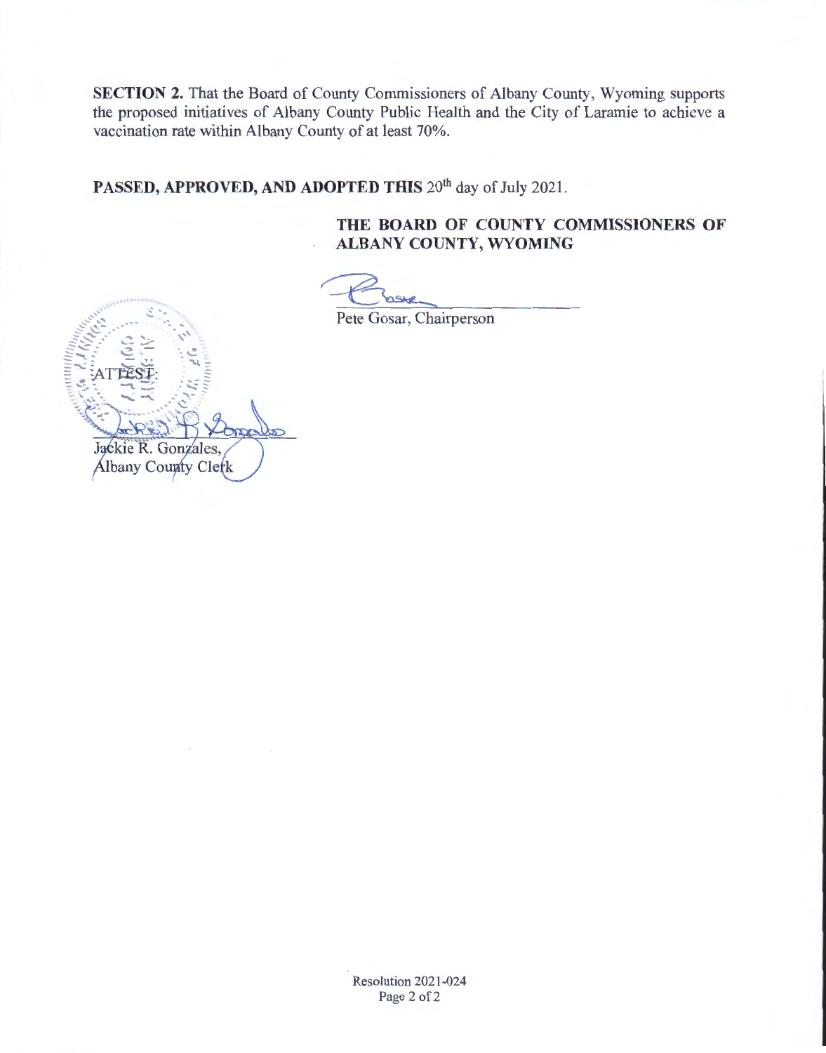**SECTION 2.** That the Board of County Commissioners of Albany County, Wyoming supports the proposed initiatives of Albany County Public Health and the City of Laramie to achieve a vaccination rate within Albany County of at least 70%.

**PASSED, APPROVED, AND ADOPTED THIS** 20th day of July 2021.

**THE BOARD OF COUNTY COMMISSIONERS OF ALBANY COUNTY, WYOMING**

Pete Gosar, Chairperson

ATTEST:

Jackie R. Gonzales,
Albany County Clerk

Resolution 2021-024